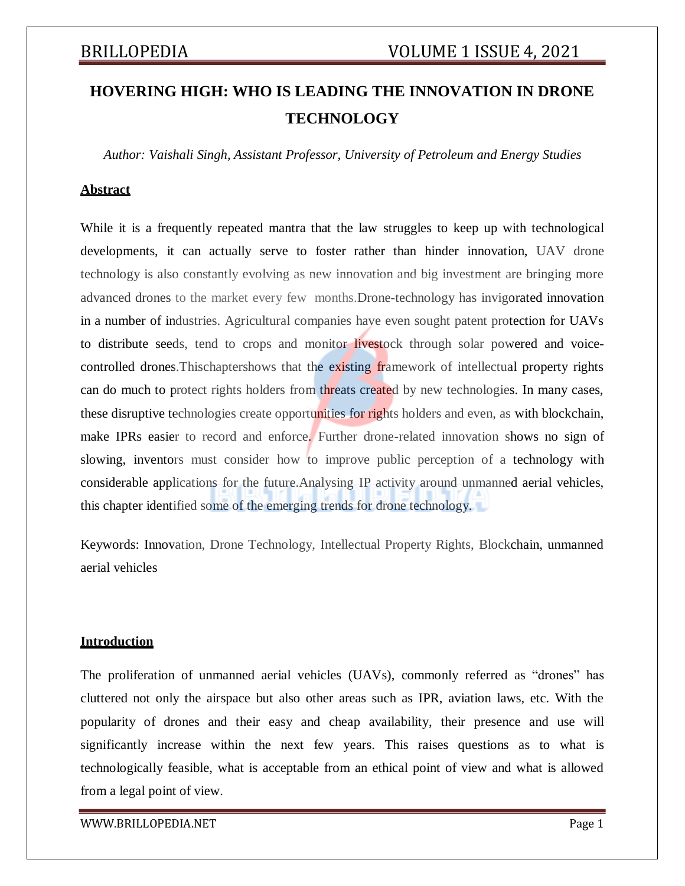# HOVERING HIGH: WHO IS LEADING THE INNOVATION IN DRONE TECHNOLOGY

*Author: Vaishali Singh, Assistant Professor, University of Petroleum and Energy Studies*

## Abstract

While it is a frequently repeated mantra that the law struggles to keep up with technological developments, it can actually serve to foster rather than hinder innovation, UAV drone technology is also constantly evolving as new innovation and big investment are bringing more advanced drones to the market every few months.Drone-technology has invigorated innovation in a number of industries. Agricultural companies have even sought patent protection for UAVs to distribute seeds, tend to crops and monitor livestock through solar powered and voice-controlled drones.Thischaptershows that the existing framework of intellectual property rights can do much to protect rights holders from threats created by new technologies. In many cases, these disruptive technologies create opportunities for rights holders and even, as with blockchain, make IPRs easier to record and enforce. Further drone-related innovation shows no sign of slowing, inventors must consider how to improve public perception of a technology with considerable applications for the future.Analysing IP activity around unmanned aerial vehicles, this chapter identified some of the emerging trends for drone technology.

Keywords: Innovation, Drone Technology, Intellectual Property Rights, Blockchain, unmanned aerial vehicles

## Introduction

The proliferation of unmanned aerial vehicles (UAVs), commonly referred as "drones" has cluttered not only the airspace but also other areas such as IPR, aviation laws, etc. With the popularity of drones and their easy and cheap availability, their presence and use will significantly increase within the next few years. This raises questions as to what is technologically feasible, what is acceptable from an ethical point of view and what is allowed from a legal point of view.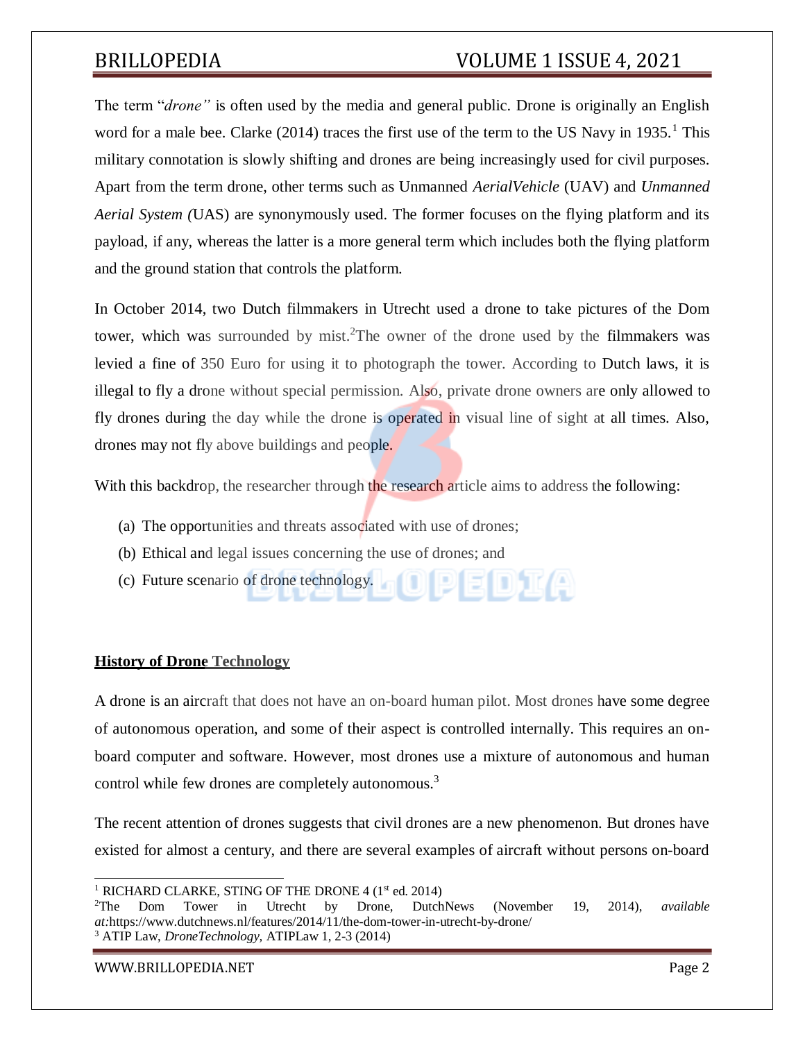The term "*drone"* is often used by the media and general public. Drone is originally an English word for a male bee. Clarke (2014) traces the first use of the term to the US Navy in 1935.[1] This military connotation is slowly shifting and drones are being increasingly used for civil purposes. Apart from the term drone, other terms such as Unmanned *AerialVehicle* (UAV) and *Unmanned Aerial System (*UAS) are synonymously used. The former focuses on the flying platform and its payload, if any, whereas the latter is a more general term which includes both the flying platform and the ground station that controls the platform.

In October 2014, two Dutch filmmakers in Utrecht used a drone to take pictures of the Dom tower, which was surrounded by mist.[2]The owner of the drone used by the filmmakers was levied a fine of 350 Euro for using it to photograph the tower. According to Dutch laws, it is illegal to fly a drone without special permission. Also, private drone owners are only allowed to fly drones during the day while the drone is operated in visual line of sight at all times. Also, drones may not fly above buildings and people.

With this backdrop, the researcher through the research article aims to address the following:

(a) The opportunities and threats associated with use of drones;
(b) Ethical and legal issues concerning the use of drones; and
(c) Future scenario of drone technology.

## History of Drone Technology

A drone is an aircraft that does not have an on-board human pilot. Most drones have some degree of autonomous operation, and some of their aspect is controlled internally. This requires an on-board computer and software. However, most drones use a mixture of autonomous and human control while few drones are completely autonomous.[3]

The recent attention of drones suggests that civil drones are a new phenomenon. But drones have existed for almost a century, and there are several examples of aircraft without persons on-board

---

[1] RICHARD CLARKE, STING OF THE DRONE 4 (1st ed. 2014)

[2] The Dom Tower in Utrecht by Drone, DutchNews (November 19, 2014), *available at:*https://www.dutchnews.nl/features/2014/11/the-dom-tower-in-utrecht-by-drone/

[3] ATIP Law, *DroneTechnology,* ATIPLaw 1, 2-3 (2014)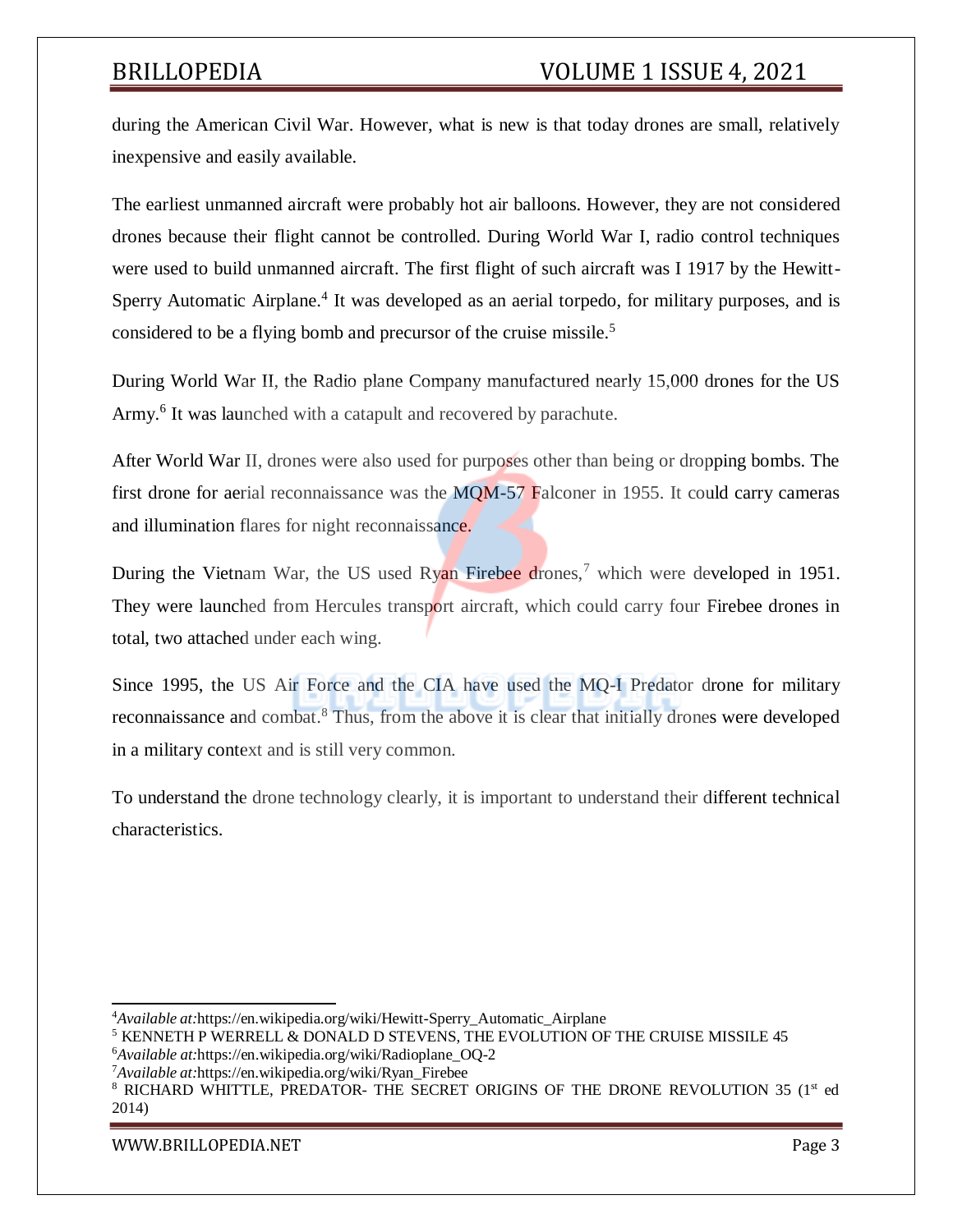during the American Civil War. However, what is new is that today drones are small, relatively inexpensive and easily available.

The earliest unmanned aircraft were probably hot air balloons. However, they are not considered drones because their flight cannot be controlled. During World War I, radio control techniques were used to build unmanned aircraft. The first flight of such aircraft was I 1917 by the Hewitt-Sperry Automatic Airplane.[4] It was developed as an aerial torpedo, for military purposes, and is considered to be a flying bomb and precursor of the cruise missile.[5]

During World War II, the Radio plane Company manufactured nearly 15,000 drones for the US Army.[6] It was launched with a catapult and recovered by parachute.

After World War II, drones were also used for purposes other than being or dropping bombs. The first drone for aerial reconnaissance was the MQM-57 Falconer in 1955. It could carry cameras and illumination flares for night reconnaissance.

During the Vietnam War, the US used Ryan Firebee drones,[7] which were developed in 1951. They were launched from Hercules transport aircraft, which could carry four Firebee drones in total, two attached under each wing.

Since 1995, the US Air Force and the CIA have used the MQ-I Predator drone for military reconnaissance and combat.[8] Thus, from the above it is clear that initially drones were developed in a military context and is still very common.

To understand the drone technology clearly, it is important to understand their different technical characteristics.

---

[4] *Available at:*https://en.wikipedia.org/wiki/Hewitt-Sperry_Automatic_Airplane

[5] KENNETH P WERRELL & DONALD D STEVENS, THE EVOLUTION OF THE CRUISE MISSILE 45

[6] *Available at:*https://en.wikipedia.org/wiki/Radioplane_OQ-2

[7] *Available at:*https://en.wikipedia.org/wiki/Ryan_Firebee

[8] RICHARD WHITTLE, PREDATOR- THE SECRET ORIGINS OF THE DRONE REVOLUTION 35 (1st ed 2014)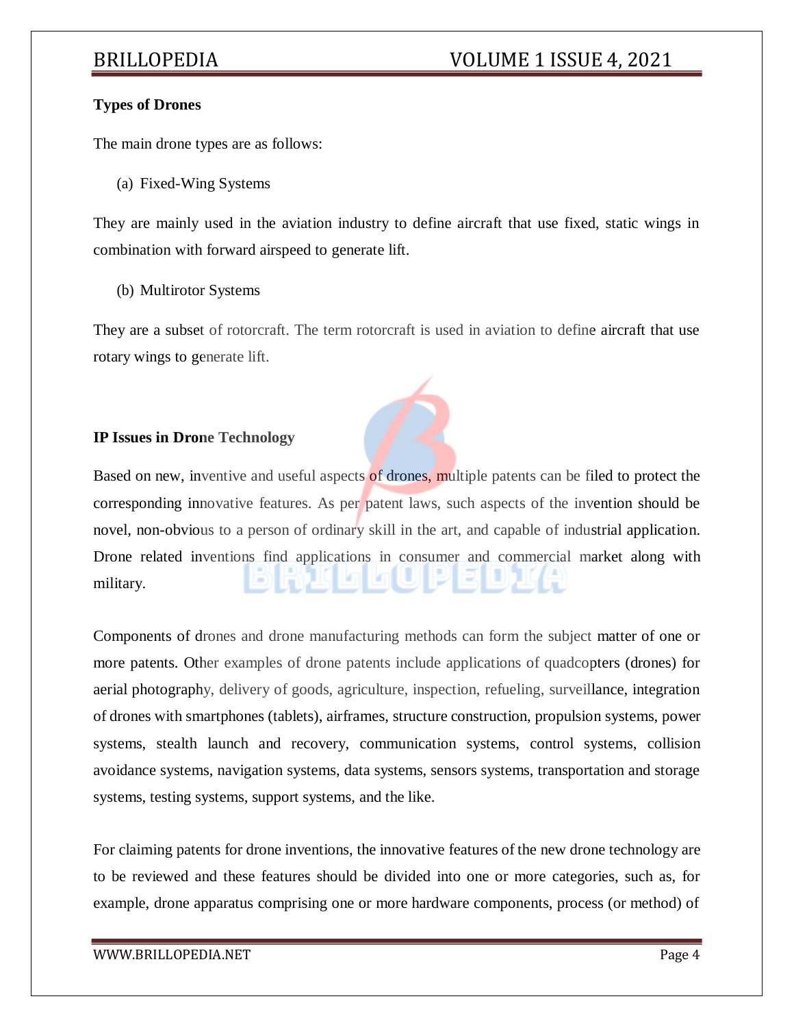**Types of Drones**

The main drone types are as follows:

(a) Fixed-Wing Systems

They are mainly used in the aviation industry to define aircraft that use fixed, static wings in combination with forward airspeed to generate lift.

(b) Multirotor Systems

They are a subset of rotorcraft. The term rotorcraft is used in aviation to define aircraft that use rotary wings to generate lift.

**IP Issues in Drone Technology**

Based on new, inventive and useful aspects of drones, multiple patents can be filed to protect the corresponding innovative features. As per patent laws, such aspects of the invention should be novel, non-obvious to a person of ordinary skill in the art, and capable of industrial application. Drone related inventions find applications in consumer and commercial market along with military.

Components of drones and drone manufacturing methods can form the subject matter of one or more patents. Other examples of drone patents include applications of quadcopters (drones) for aerial photography, delivery of goods, agriculture, inspection, refueling, surveillance, integration of drones with smartphones (tablets), airframes, structure construction, propulsion systems, power systems, stealth launch and recovery, communication systems, control systems, collision avoidance systems, navigation systems, data systems, sensors systems, transportation and storage systems, testing systems, support systems, and the like.

For claiming patents for drone inventions, the innovative features of the new drone technology are to be reviewed and these features should be divided into one or more categories, such as, for example, drone apparatus comprising one or more hardware components, process (or method) of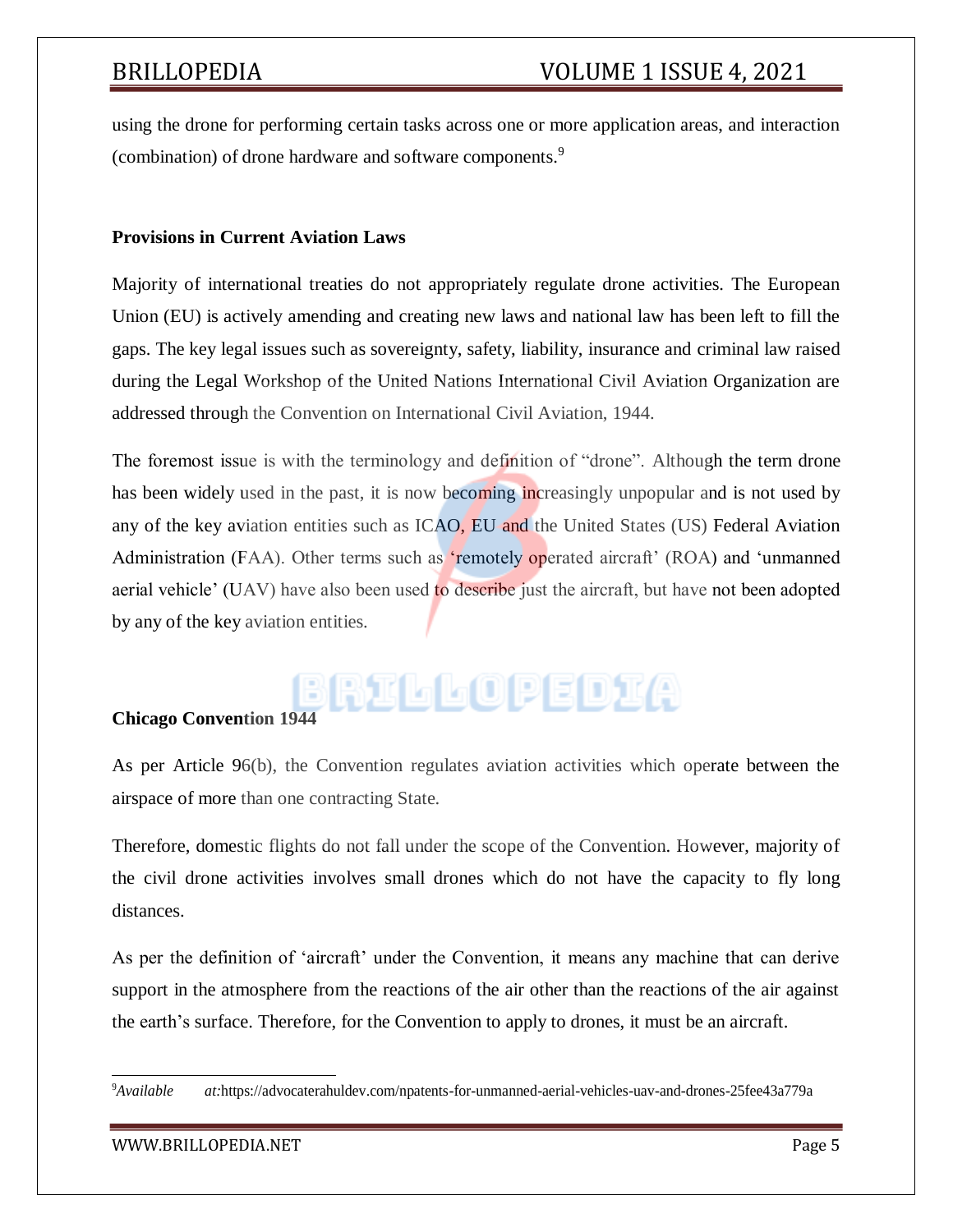using the drone for performing certain tasks across one or more application areas, and interaction (combination) of drone hardware and software components.[9]

### Provisions in Current Aviation Laws

Majority of international treaties do not appropriately regulate drone activities. The European Union (EU) is actively amending and creating new laws and national law has been left to fill the gaps. The key legal issues such as sovereignty, safety, liability, insurance and criminal law raised during the Legal Workshop of the United Nations International Civil Aviation Organization are addressed through the Convention on International Civil Aviation, 1944.

The foremost issue is with the terminology and definition of "drone". Although the term drone has been widely used in the past, it is now becoming increasingly unpopular and is not used by any of the key aviation entities such as ICAO, EU and the United States (US) Federal Aviation Administration (FAA). Other terms such as 'remotely operated aircraft' (ROA) and 'unmanned aerial vehicle' (UAV) have also been used to describe just the aircraft, but have not been adopted by any of the key aviation entities.

### Chicago Convention 1944

As per Article 96(b), the Convention regulates aviation activities which operate between the airspace of more than one contracting State.

Therefore, domestic flights do not fall under the scope of the Convention. However, majority of the civil drone activities involves small drones which do not have the capacity to fly long distances.

As per the definition of 'aircraft' under the Convention, it means any machine that can derive support in the atmosphere from the reactions of the air other than the reactions of the air against the earth's surface. Therefore, for the Convention to apply to drones, it must be an aircraft.

---

[9] *Available at:*https://advocaterahuldev.com/npatents-for-unmanned-aerial-vehicles-uav-and-drones-25fee43a779a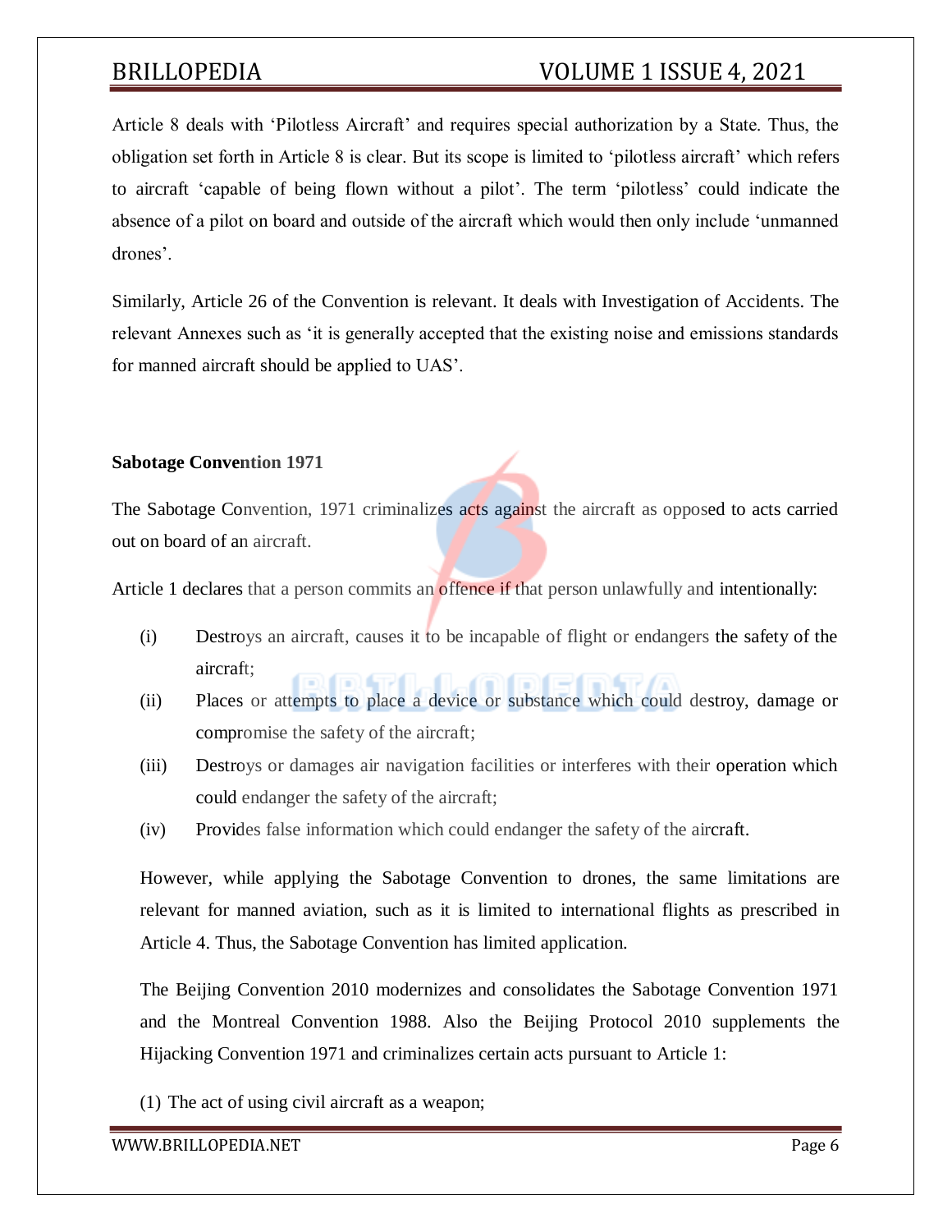Article 8 deals with 'Pilotless Aircraft' and requires special authorization by a State. Thus, the obligation set forth in Article 8 is clear. But its scope is limited to 'pilotless aircraft' which refers to aircraft 'capable of being flown without a pilot'. The term 'pilotless' could indicate the absence of a pilot on board and outside of the aircraft which would then only include 'unmanned drones'.

Similarly, Article 26 of the Convention is relevant. It deals with Investigation of Accidents. The relevant Annexes such as 'it is generally accepted that the existing noise and emissions standards for manned aircraft should be applied to UAS'.

**Sabotage Convention 1971**

The Sabotage Convention, 1971 criminalizes acts against the aircraft as opposed to acts carried out on board of an aircraft.

Article 1 declares that a person commits an offence if that person unlawfully and intentionally:

(i) Destroys an aircraft, causes it to be incapable of flight or endangers the safety of the aircraft;

(ii) Places or attempts to place a device or substance which could destroy, damage or compromise the safety of the aircraft;

(iii) Destroys or damages air navigation facilities or interferes with their operation which could endanger the safety of the aircraft;

(iv) Provides false information which could endanger the safety of the aircraft.

However, while applying the Sabotage Convention to drones, the same limitations are relevant for manned aviation, such as it is limited to international flights as prescribed in Article 4. Thus, the Sabotage Convention has limited application.

The Beijing Convention 2010 modernizes and consolidates the Sabotage Convention 1971 and the Montreal Convention 1988. Also the Beijing Protocol 2010 supplements the Hijacking Convention 1971 and criminalizes certain acts pursuant to Article 1:

(1) The act of using civil aircraft as a weapon;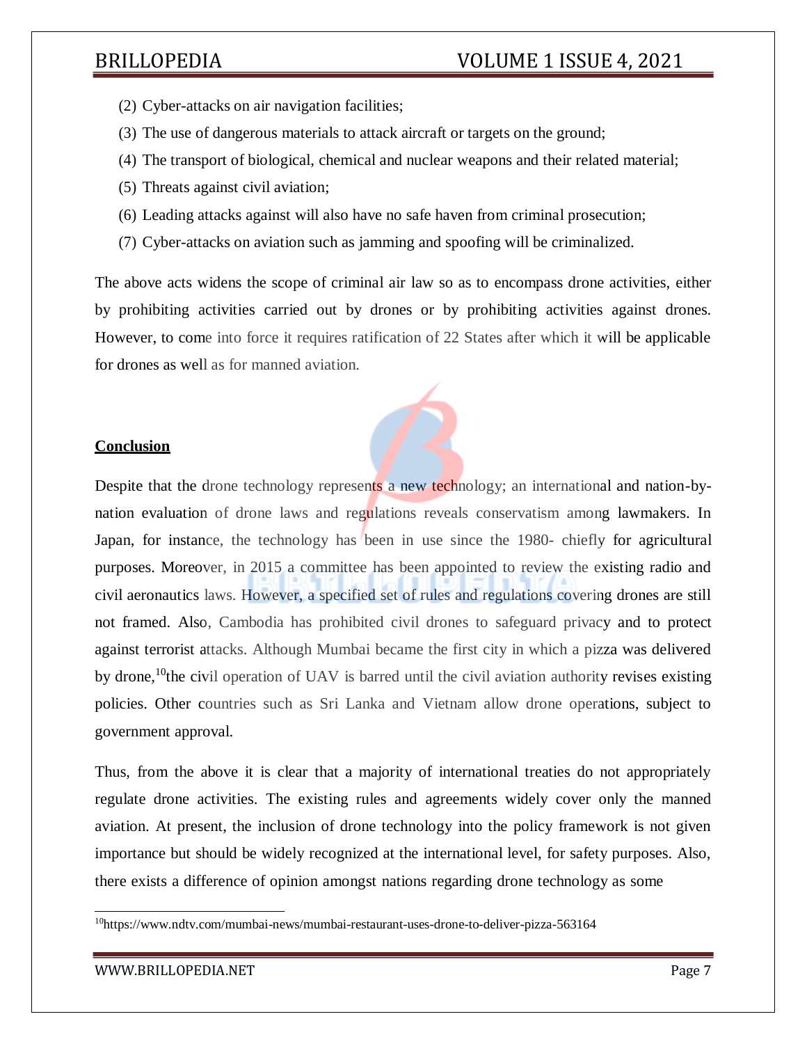(2) Cyber-attacks on air navigation facilities;

(3) The use of dangerous materials to attack aircraft or targets on the ground;

(4) The transport of biological, chemical and nuclear weapons and their related material;

(5) Threats against civil aviation;

(6) Leading attacks against will also have no safe haven from criminal prosecution;

(7) Cyber-attacks on aviation such as jamming and spoofing will be criminalized.

The above acts widens the scope of criminal air law so as to encompass drone activities, either by prohibiting activities carried out by drones or by prohibiting activities against drones. However, to come into force it requires ratification of 22 States after which it will be applicable for drones as well as for manned aviation.

## Conclusion

Despite that the drone technology represents a new technology; an international and nation-by-nation evaluation of drone laws and regulations reveals conservatism among lawmakers. In Japan, for instance, the technology has been in use since the 1980- chiefly for agricultural purposes. Moreover, in 2015 a committee has been appointed to review the existing radio and civil aeronautics laws. However, a specified set of rules and regulations covering drones are still not framed. Also, Cambodia has prohibited civil drones to safeguard privacy and to protect against terrorist attacks. Although Mumbai became the first city in which a pizza was delivered by drone,[10]the civil operation of UAV is barred until the civil aviation authority revises existing policies. Other countries such as Sri Lanka and Vietnam allow drone operations, subject to government approval.

Thus, from the above it is clear that a majority of international treaties do not appropriately regulate drone activities. The existing rules and agreements widely cover only the manned aviation. At present, the inclusion of drone technology into the policy framework is not given importance but should be widely recognized at the international level, for safety purposes. Also, there exists a difference of opinion amongst nations regarding drone technology as some

[10]https://www.ndtv.com/mumbai-news/mumbai-restaurant-uses-drone-to-deliver-pizza-563164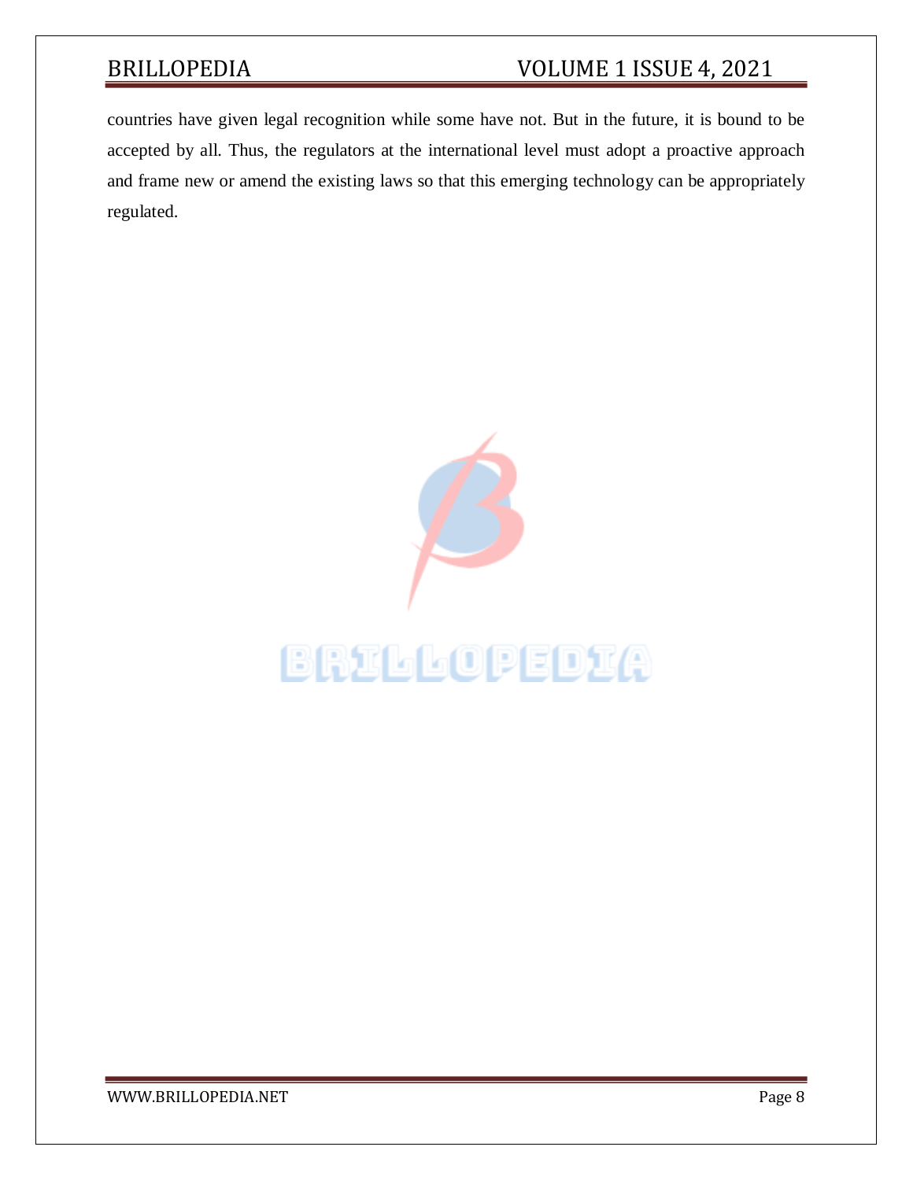countries have given legal recognition while some have not. But in the future, it is bound to be accepted by all. Thus, the regulators at the international level must adopt a proactive approach and frame new or amend the existing laws so that this emerging technology can be appropriately regulated.